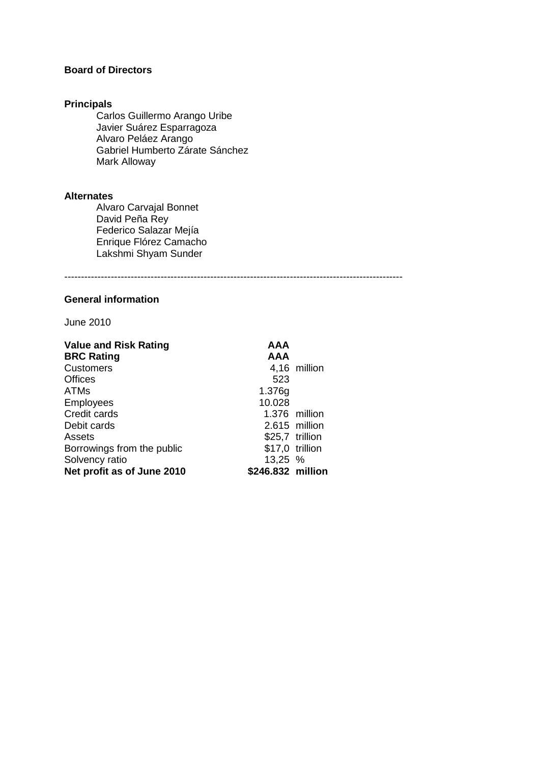**Board of Directors**

**Principals**

Carlos Guillermo Arango Uribe
Javier Suárez Esparragoza
Alvaro Peláez Arango
Gabriel Humberto Zárate Sánchez
Mark Alloway

**Alternates**

Alvaro Carvajal Bonnet
David Peña Rey
Federico Salazar Mejía
Enrique Flórez Camacho
Lakshmi Shyam Sunder

---

**General information**

June 2010

| | | |
|---|---|---|
| **Value and Risk Rating** | **AAA** | |
| **BRC Rating** | **AAA** | |
| Customers | 4,16 | million |
| Offices | 523 | |
| ATMs | 1.376g | |
| Employees | 10.028 | |
| Credit cards | 1.376 | million |
| Debit cards | 2.615 | million |
| Assets | $25,7 | trillion |
| Borrowings from the public | $17,0 | trillion |
| Solvency ratio | 13,25 | % |
| **Net profit as of June 2010** | **$246.832** | **million** |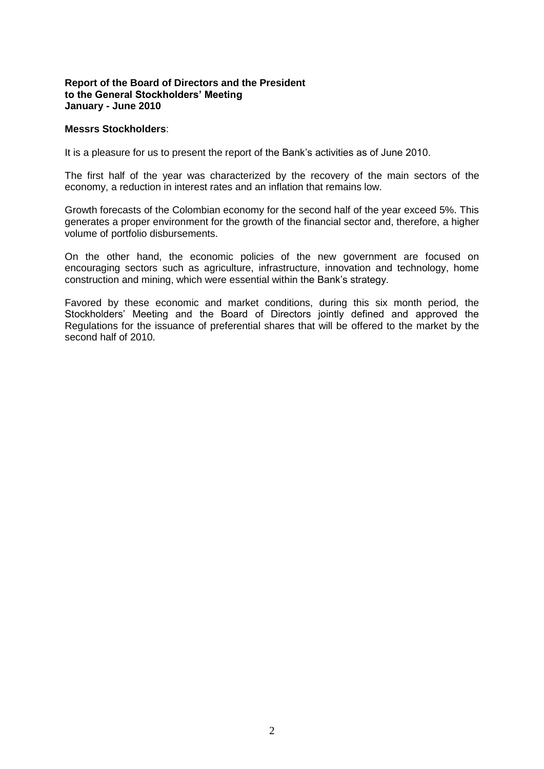**Report of the Board of Directors and the President to the General Stockholders' Meeting January - June 2010**

**Messrs Stockholders**:

It is a pleasure for us to present the report of the Bank's activities as of June 2010.

The first half of the year was characterized by the recovery of the main sectors of the economy, a reduction in interest rates and an inflation that remains low.

Growth forecasts of the Colombian economy for the second half of the year exceed 5%. This generates a proper environment for the growth of the financial sector and, therefore, a higher volume of portfolio disbursements.

On the other hand, the economic policies of the new government are focused on encouraging sectors such as agriculture, infrastructure, innovation and technology, home construction and mining, which were essential within the Bank's strategy.

Favored by these economic and market conditions, during this six month period, the Stockholders' Meeting and the Board of Directors jointly defined and approved the Regulations for the issuance of preferential shares that will be offered to the market by the second half of 2010.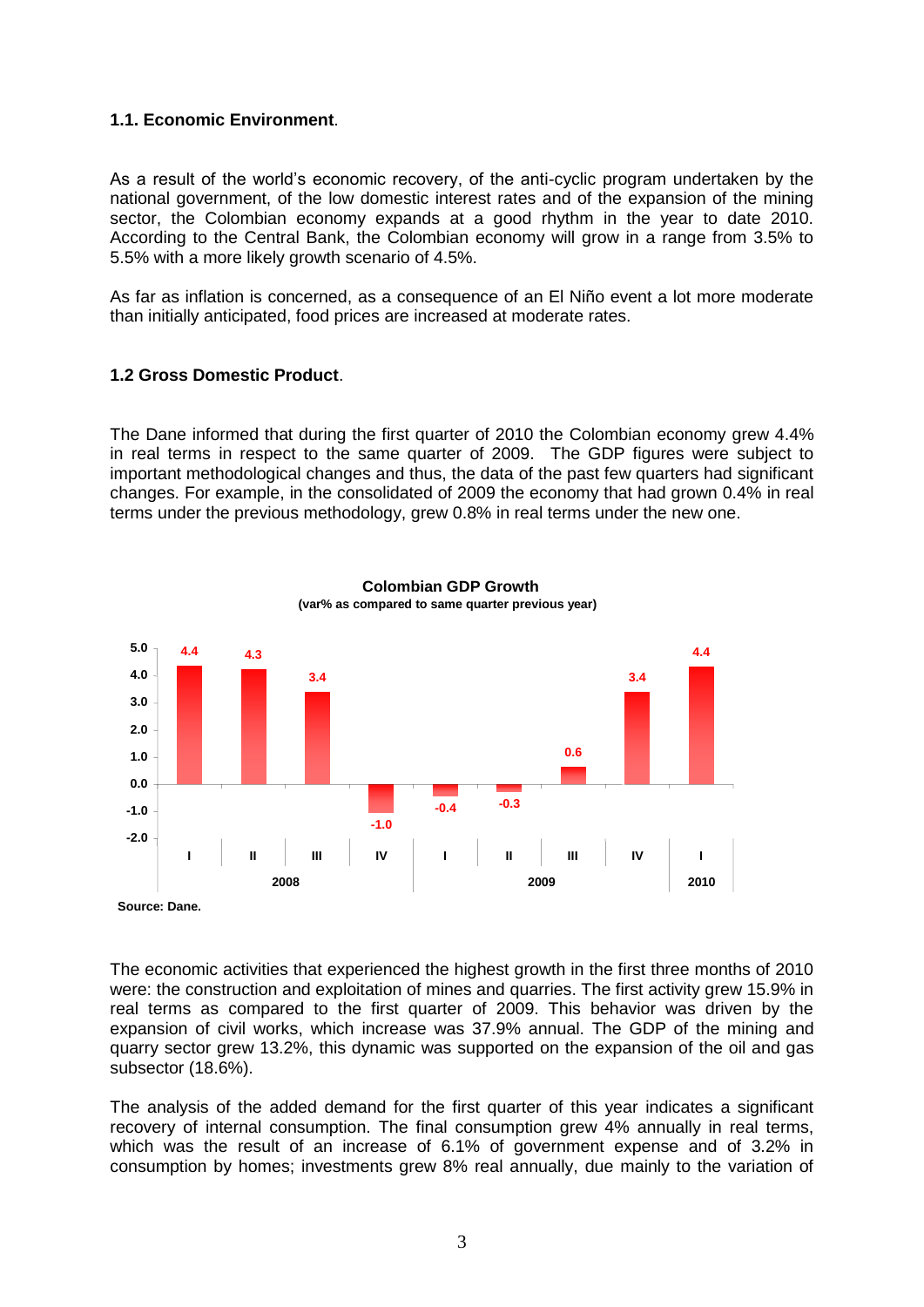### 1.1. Economic Environment.

As a result of the world's economic recovery, of the anti-cyclic program undertaken by the national government, of the low domestic interest rates and of the expansion of the mining sector, the Colombian economy expands at a good rhythm in the year to date 2010. According to the Central Bank, the Colombian economy will grow in a range from 3.5% to 5.5% with a more likely growth scenario of 4.5%.

As far as inflation is concerned, as a consequence of an El Niño event a lot more moderate than initially anticipated, food prices are increased at moderate rates.

### 1.2 Gross Domestic Product.

The Dane informed that during the first quarter of 2010 the Colombian economy grew 4.4% in real terms in respect to the same quarter of 2009. The GDP figures were subject to important methodological changes and thus, the data of the past few quarters had significant changes. For example, in the consolidated of 2009 the economy that had grown 0.4% in real terms under the previous methodology, grew 0.8% in real terms under the new one.

**Colombian GDP Growth**
**(var% as compared to same quarter previous year)**

5.0
4.0
3.0
2.0
1.0
0.0
-1.0
-2.0

4.4 4.3 3.4 -1.0 -0.4 -0.3 0.6 3.4 4.4

I II III IV I II III IV I
2008 2009 2010

Source: Dane.

The economic activities that experienced the highest growth in the first three months of 2010 were: the construction and exploitation of mines and quarries. The first activity grew 15.9% in real terms as compared to the first quarter of 2009. This behavior was driven by the expansion of civil works, which increase was 37.9% annual. The GDP of the mining and quarry sector grew 13.2%, this dynamic was supported on the expansion of the oil and gas subsector (18.6%).

The analysis of the added demand for the first quarter of this year indicates a significant recovery of internal consumption. The final consumption grew 4% annually in real terms, which was the result of an increase of 6.1% of government expense and of 3.2% in consumption by homes; investments grew 8% real annually, due mainly to the variation of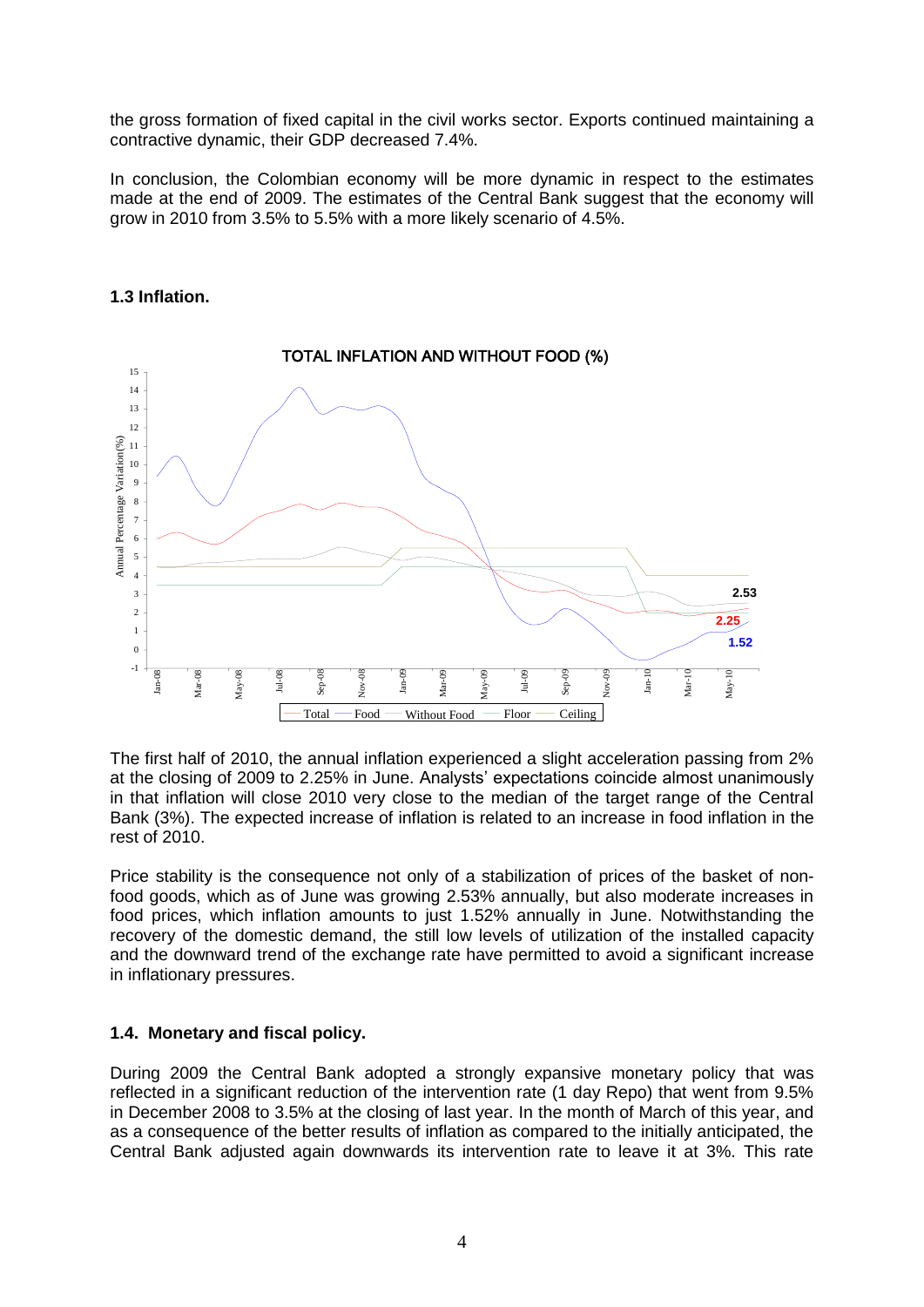the gross formation of fixed capital in the civil works sector. Exports continued maintaining a contractive dynamic, their GDP decreased 7.4%.

In conclusion, the Colombian economy will be more dynamic in respect to the estimates made at the end of 2009. The estimates of the Central Bank suggest that the economy will grow in 2010 from 3.5% to 5.5% with a more likely scenario of 4.5%.

### 1.3 Inflation.

TOTAL INFLATION AND WITHOUT FOOD (%)

Annual Percentage Variation(%)

15
14
13
12
11
10
9
8
7
6
5
4
3
2
1
0
-1

Jan-08
Mar-08
May-08
Jul-08
Sep-08
Nov-08
Jan-09
Mar-09
May-09
Jul-09
Sep-09
Nov-09
Jan-10
Mar-10
May-10

2.53
2.25
1.52

Total
Food
Without Food
Floor
Ceiling

The first half of 2010, the annual inflation experienced a slight acceleration passing from 2% at the closing of 2009 to 2.25% in June. Analysts' expectations coincide almost unanimously in that inflation will close 2010 very close to the median of the target range of the Central Bank (3%). The expected increase of inflation is related to an increase in food inflation in the rest of 2010.

Price stability is the consequence not only of a stabilization of prices of the basket of non-food goods, which as of June was growing 2.53% annually, but also moderate increases in food prices, which inflation amounts to just 1.52% annually in June. Notwithstanding the recovery of the domestic demand, the still low levels of utilization of the installed capacity and the downward trend of the exchange rate have permitted to avoid a significant increase in inflationary pressures.

### 1.4. Monetary and fiscal policy.

During 2009 the Central Bank adopted a strongly expansive monetary policy that was reflected in a significant reduction of the intervention rate (1 day Repo) that went from 9.5% in December 2008 to 3.5% at the closing of last year. In the month of March of this year, and as a consequence of the better results of inflation as compared to the initially anticipated, the Central Bank adjusted again downwards its intervention rate to leave it at 3%. This rate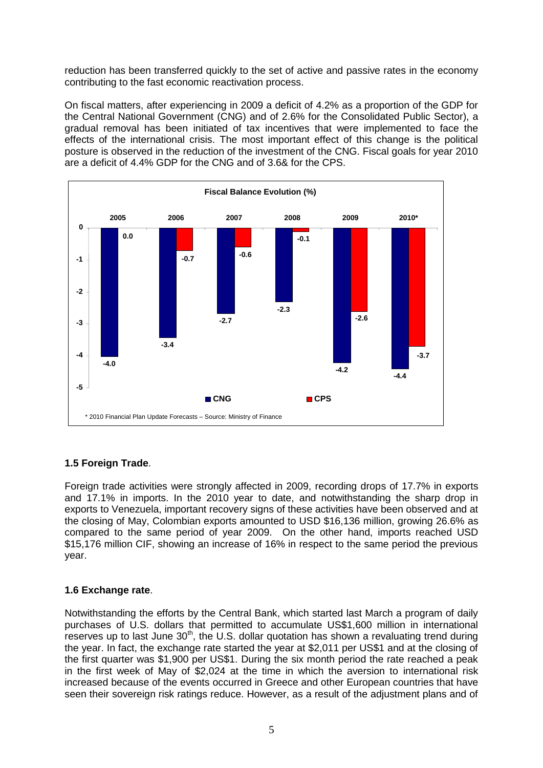reduction has been transferred quickly to the set of active and passive rates in the economy contributing to the fast economic reactivation process.

On fiscal matters, after experiencing in 2009 a deficit of 4.2% as a proportion of the GDP for the Central National Government (CNG) and of 2.6% for the Consolidated Public Sector), a gradual removal has been initiated of tax incentives that were implemented to face the effects of the international crisis. The most important effect of this change is the political posture is observed in the reduction of the investment of the CNG. Fiscal goals for year 2010 are a deficit of 4.4% GDP for the CNG and of 3.6& for the CPS.

**Fiscal Balance Evolution (%)**

| | 2005 | 2006 | 2007 | 2008 | 2009 | 2010* |
|---|---|---|---|---|---|---|
| CNG | -4.0 | -3.4 | -2.7 | -2.3 | -4.2 | -4.4 |
| CPS | 0.0 | -0.7 | -0.6 | -0.1 | -2.6 | -3.7 |

\* 2010 Financial Plan Update Forecasts – Source: Ministry of Finance

### 1.5 Foreign Trade.

Foreign trade activities were strongly affected in 2009, recording drops of 17.7% in exports and 17.1% in imports. In the 2010 year to date, and notwithstanding the sharp drop in exports to Venezuela, important recovery signs of these activities have been observed and at the closing of May, Colombian exports amounted to USD $16,136 million, growing 26.6% as compared to the same period of year 2009. On the other hand, imports reached USD $15,176 million CIF, showing an increase of 16% in respect to the same period the previous year.

### 1.6 Exchange rate.

Notwithstanding the efforts by the Central Bank, which started last March a program of daily purchases of U.S. dollars that permitted to accumulate US$1,600 million in international reserves up to last June 30th, the U.S. dollar quotation has shown a revaluating trend during the year. In fact, the exchange rate started the year at $2,011 per US$1 and at the closing of the first quarter was $1,900 per US$1. During the six month period the rate reached a peak in the first week of May of $2,024 at the time in which the aversion to international risk increased because of the events occurred in Greece and other European countries that have seen their sovereign risk ratings reduce. However, as a result of the adjustment plans and of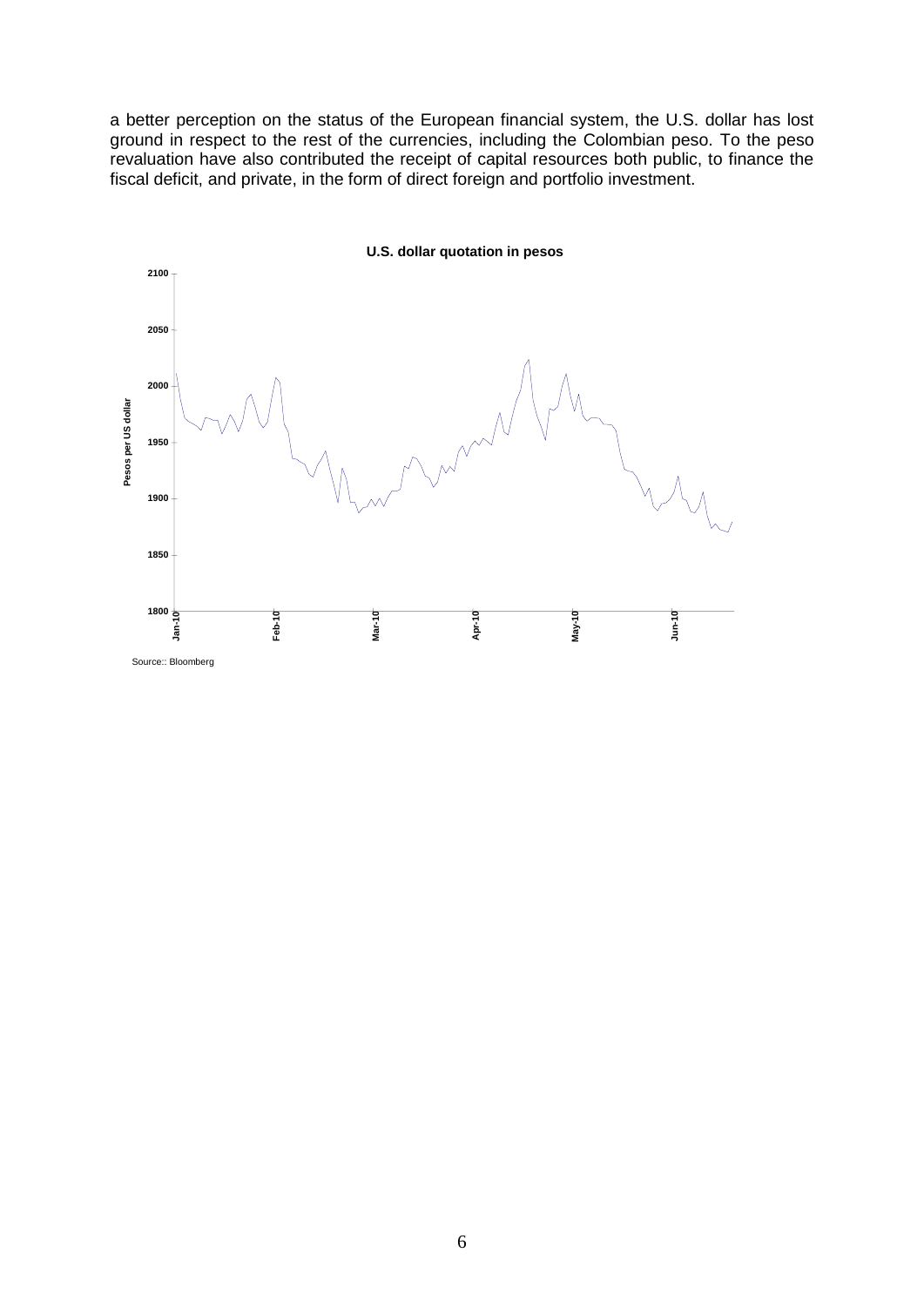a better perception on the status of the European financial system, the U.S. dollar has lost ground in respect to the rest of the currencies, including the Colombian peso. To the peso revaluation have also contributed the receipt of capital resources both public, to finance the fiscal deficit, and private, in the form of direct foreign and portfolio investment.

**U.S. dollar quotation in pesos**

Pesos per US dollar

2100
2050
2000
1950
1900
1850
1800

Jan-10
Feb-10
Mar-10
Apr-10
May-10
Jun-10

Source:: Bloomberg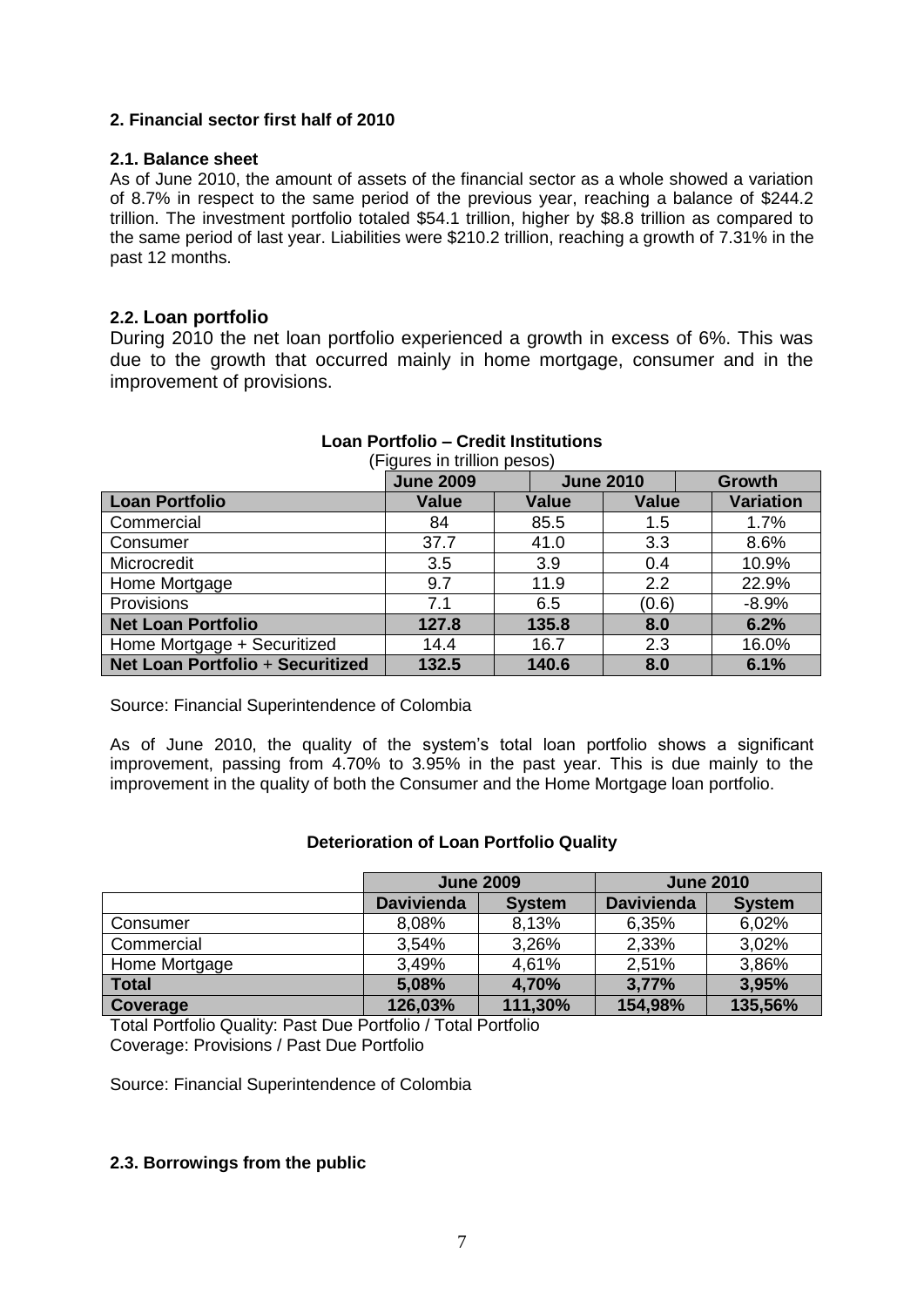## 2. Financial sector first half of 2010

### 2.1. Balance sheet

As of June 2010, the amount of assets of the financial sector as a whole showed a variation of 8.7% in respect to the same period of the previous year, reaching a balance of $244.2 trillion. The investment portfolio totaled $54.1 trillion, higher by $8.8 trillion as compared to the same period of last year. Liabilities were $210.2 trillion, reaching a growth of 7.31% in the past 12 months.

### 2.2. Loan portfolio

During 2010 the net loan portfolio experienced a growth in excess of 6%. This was due to the growth that occurred mainly in home mortgage, consumer and in the improvement of provisions.

**Loan Portfolio – Credit Institutions**

(Figures in trillion pesos)

| | June 2009 | June 2010 | Growth | |
|---|---|---|---|---|
| **Loan Portfolio** | **Value** | **Value** | **Value** | **Variation** |
| Commercial | 84 | 85.5 | 1.5 | 1.7% |
| Consumer | 37.7 | 41.0 | 3.3 | 8.6% |
| Microcredit | 3.5 | 3.9 | 0.4 | 10.9% |
| Home Mortgage | 9.7 | 11.9 | 2.2 | 22.9% |
| Provisions | 7.1 | 6.5 | (0.6) | -8.9% |
| **Net Loan Portfolio** | **127.8** | **135.8** | **8.0** | **6.2%** |
| Home Mortgage + Securitized | 14.4 | 16.7 | 2.3 | 16.0% |
| **Net Loan Portfolio + Securitized** | **132.5** | **140.6** | **8.0** | **6.1%** |

Source: Financial Superintendence of Colombia

As of June 2010, the quality of the system's total loan portfolio shows a significant improvement, passing from 4.70% to 3.95% in the past year. This is due mainly to the improvement in the quality of both the Consumer and the Home Mortgage loan portfolio.

**Deterioration of Loan Portfolio Quality**

| | June 2009 | | June 2010 | |
|---|---|---|---|---|
| | **Davivienda** | **System** | **Davivienda** | **System** |
| Consumer | 8,08% | 8,13% | 6,35% | 6,02% |
| Commercial | 3,54% | 3,26% | 2,33% | 3,02% |
| Home Mortgage | 3,49% | 4,61% | 2,51% | 3,86% |
| **Total** | **5,08%** | **4,70%** | **3,77%** | **3,95%** |
| **Coverage** | **126,03%** | **111,30%** | **154,98%** | **135,56%** |

Total Portfolio Quality: Past Due Portfolio / Total Portfolio

Coverage: Provisions / Past Due Portfolio

Source: Financial Superintendence of Colombia

### 2.3. Borrowings from the public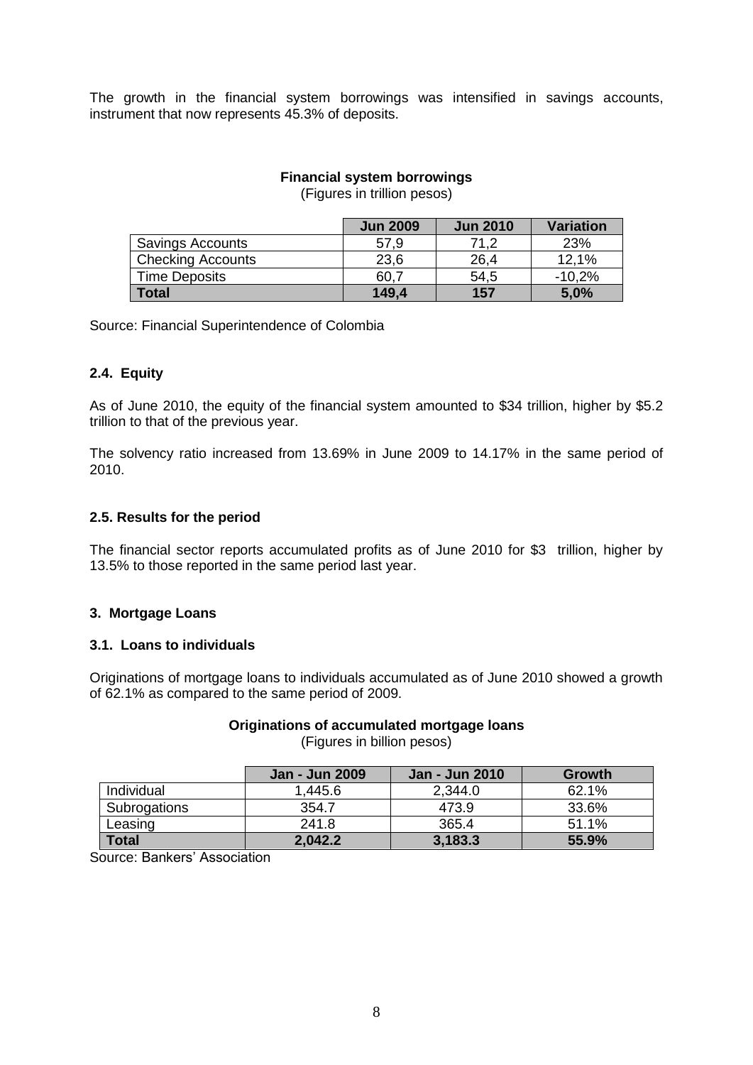The growth in the financial system borrowings was intensified in savings accounts, instrument that now represents 45.3% of deposits.

**Financial system borrowings**
(Figures in trillion pesos)

| | Jun 2009 | Jun 2010 | Variation |
|---|---|---|---|
| Savings Accounts | 57,9 | 71,2 | 23% |
| Checking Accounts | 23,6 | 26,4 | 12,1% |
| Time Deposits | 60,7 | 54,5 | -10,2% |
| **Total** | **149,4** | **157** | **5,0%** |

Source: Financial Superintendence of Colombia

### 2.4. Equity

As of June 2010, the equity of the financial system amounted to $34 trillion, higher by $5.2 trillion to that of the previous year.

The solvency ratio increased from 13.69% in June 2009 to 14.17% in the same period of 2010.

### 2.5. Results for the period

The financial sector reports accumulated profits as of June 2010 for $3 trillion, higher by 13.5% to those reported in the same period last year.

## 3. Mortgage Loans

### 3.1. Loans to individuals

Originations of mortgage loans to individuals accumulated as of June 2010 showed a growth of 62.1% as compared to the same period of 2009.

**Originations of accumulated mortgage loans**
(Figures in billion pesos)

| | Jan - Jun 2009 | Jan - Jun 2010 | Growth |
|---|---|---|---|
| Individual | 1,445.6 | 2,344.0 | 62.1% |
| Subrogations | 354.7 | 473.9 | 33.6% |
| Leasing | 241.8 | 365.4 | 51.1% |
| **Total** | **2,042.2** | **3,183.3** | **55.9%** |

Source: Bankers' Association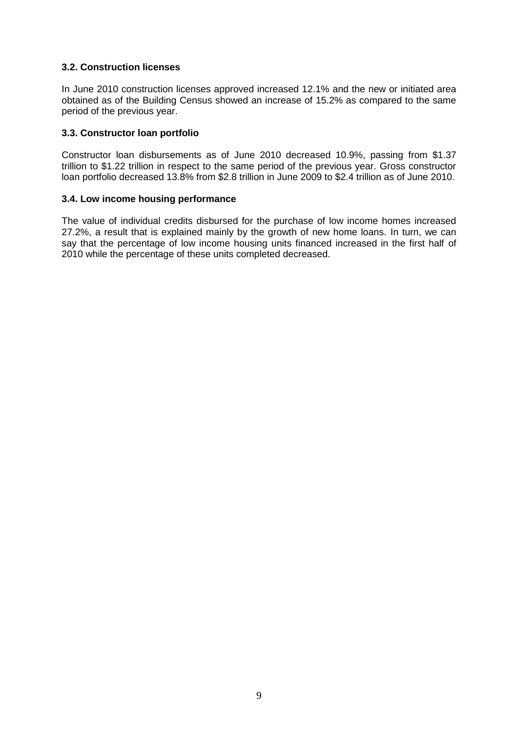### 3.2. Construction licenses

In June 2010 construction licenses approved increased 12.1% and the new or initiated area obtained as of the Building Census showed an increase of 15.2% as compared to the same period of the previous year.

### 3.3. Constructor loan portfolio

Constructor loan disbursements as of June 2010 decreased 10.9%, passing from $1.37 trillion to $1.22 trillion in respect to the same period of the previous year. Gross constructor loan portfolio decreased 13.8% from $2.8 trillion in June 2009 to $2.4 trillion as of June 2010.

### 3.4. Low income housing performance

The value of individual credits disbursed for the purchase of low income homes increased 27.2%, a result that is explained mainly by the growth of new home loans. In turn, we can say that the percentage of low income housing units financed increased in the first half of 2010 while the percentage of these units completed decreased.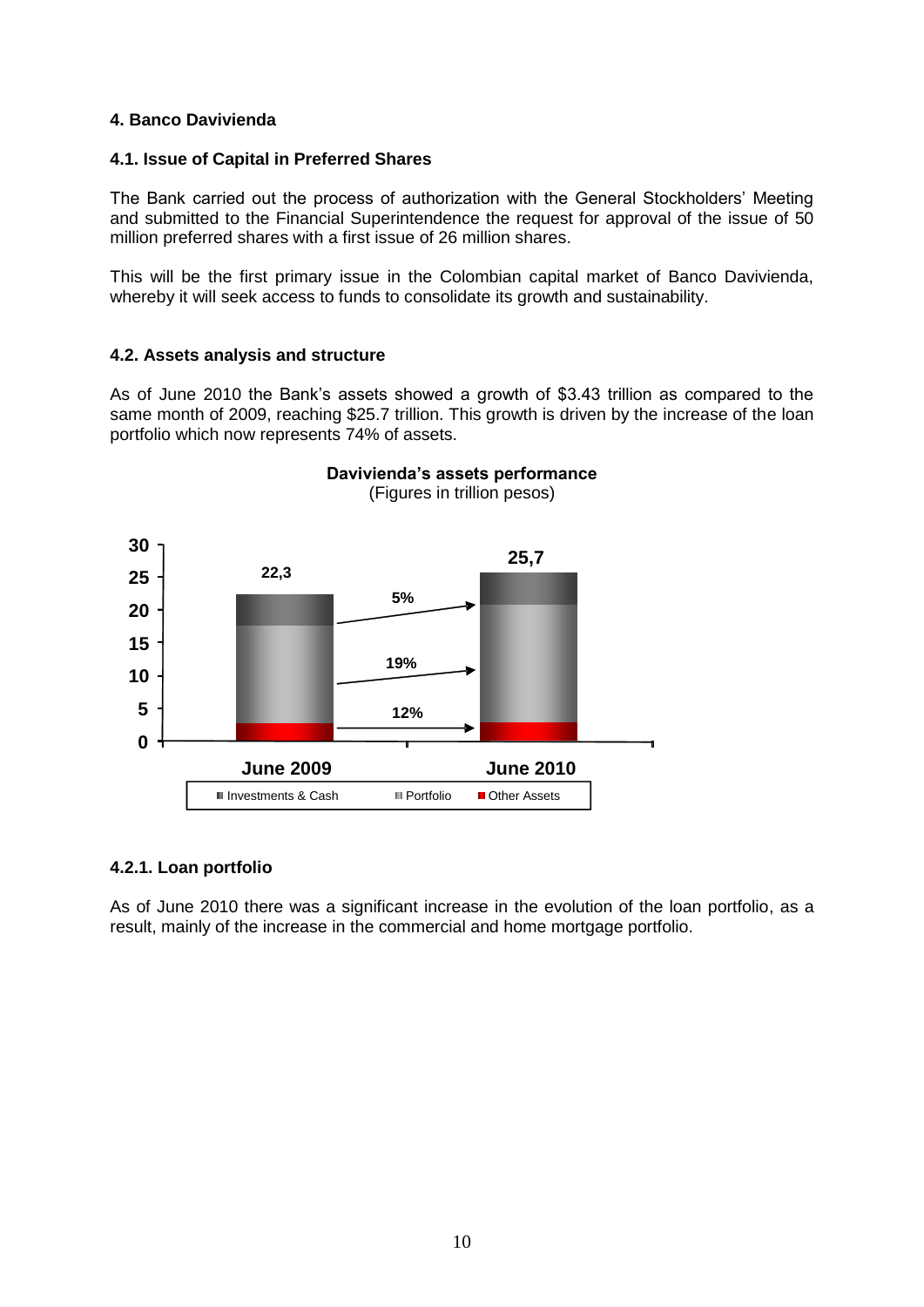## 4. Banco Davivienda

### 4.1. Issue of Capital in Preferred Shares

The Bank carried out the process of authorization with the General Stockholders' Meeting and submitted to the Financial Superintendence the request for approval of the issue of 50 million preferred shares with a first issue of 26 million shares.

This will be the first primary issue in the Colombian capital market of Banco Davivienda, whereby it will seek access to funds to consolidate its growth and sustainability.

### 4.2. Assets analysis and structure

As of June 2010 the Bank's assets showed a growth of $3.43 trillion as compared to the same month of 2009, reaching $25.7 trillion. This growth is driven by the increase of the loan portfolio which now represents 74% of assets.

**Davivienda's assets performance**
(Figures in trillion pesos)

30
25
20
15
10
5
0

22,3
25,7
5%
19%
12%

June 2009
June 2010

Investments & Cash
Portfolio
Other Assets

#### 4.2.1. Loan portfolio

As of June 2010 there was a significant increase in the evolution of the loan portfolio, as a result, mainly of the increase in the commercial and home mortgage portfolio.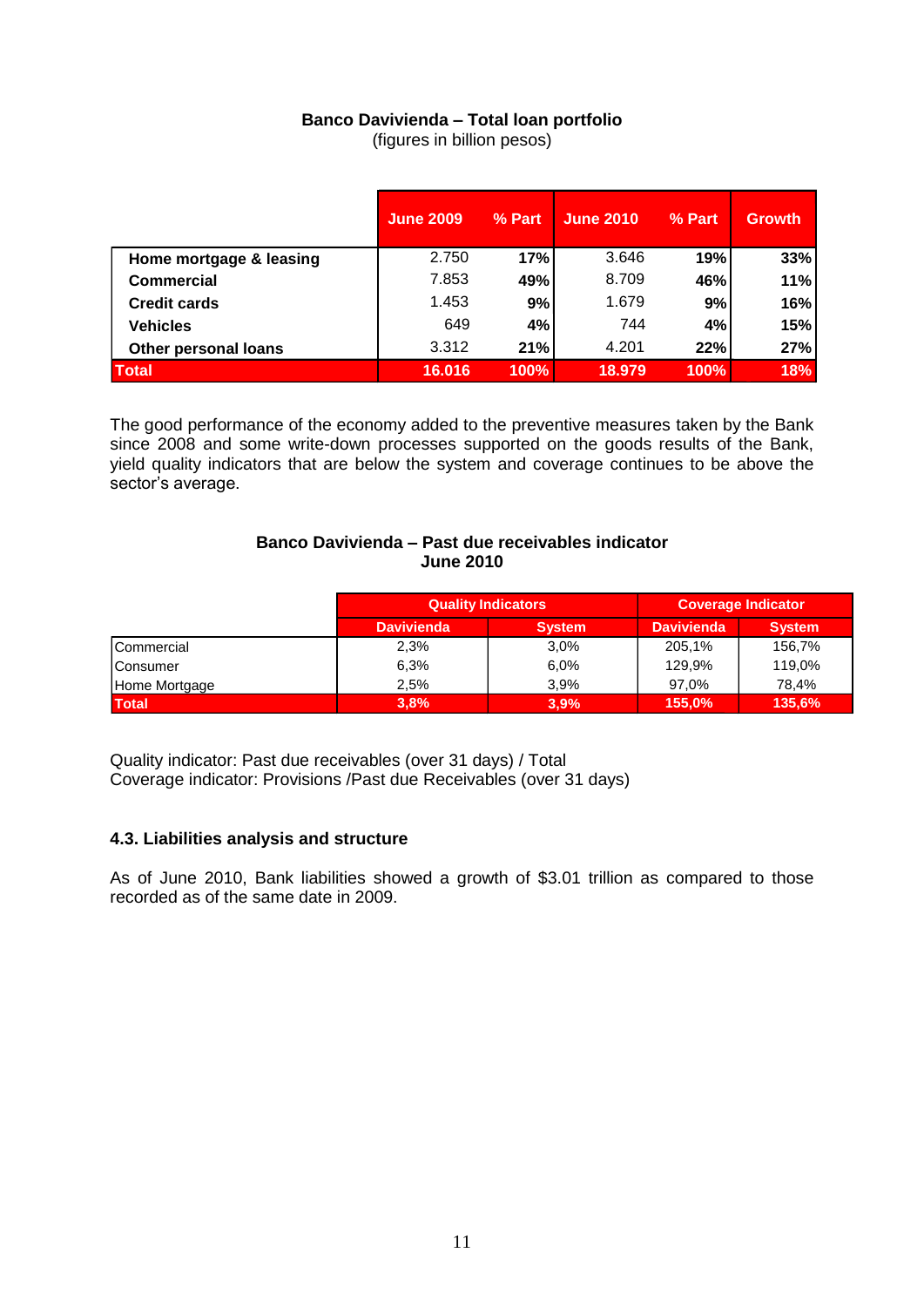**Banco Davivienda – Total loan portfolio**
(figures in billion pesos)

| | June 2009 | % Part | June 2010 | % Part | Growth |
|---|---|---|---|---|---|
| **Home mortgage & leasing** | 2.750 | **17%** | 3.646 | **19%** | **33%** |
| **Commercial** | 7.853 | **49%** | 8.709 | **46%** | **11%** |
| **Credit cards** | 1.453 | **9%** | 1.679 | **9%** | **16%** |
| **Vehicles** | 649 | **4%** | 744 | **4%** | **15%** |
| **Other personal loans** | 3.312 | **21%** | 4.201 | **22%** | **27%** |
| **Total** | **16.016** | **100%** | **18.979** | **100%** | **18%** |

The good performance of the economy added to the preventive measures taken by the Bank since 2008 and some write-down processes supported on the goods results of the Bank, yield quality indicators that are below the system and coverage continues to be above the sector's average.

**Banco Davivienda – Past due receivables indicator**
**June 2010**

| | Quality Indicators | | Coverage Indicator | |
|---|---|---|---|---|
| | Davivienda | System | Davivienda | System |
| Commercial | 2,3% | 3,0% | 205,1% | 156,7% |
| Consumer | 6,3% | 6,0% | 129,9% | 119,0% |
| Home Mortgage | 2,5% | 3,9% | 97,0% | 78,4% |
| **Total** | **3,8%** | **3,9%** | **155,0%** | **135,6%** |

Quality indicator: Past due receivables (over 31 days) / Total
Coverage indicator: Provisions /Past due Receivables (over 31 days)

### 4.3. Liabilities analysis and structure

As of June 2010, Bank liabilities showed a growth of $3.01 trillion as compared to those recorded as of the same date in 2009.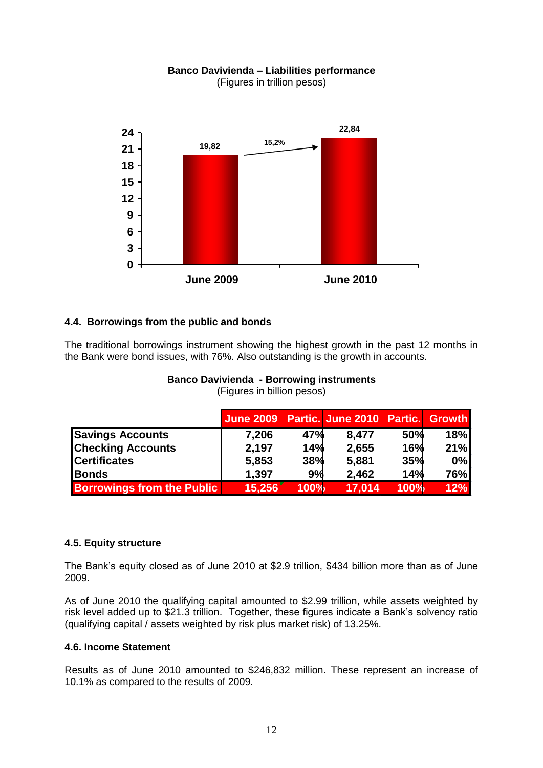**Banco Davivienda – Liabilities performance**
(Figures in trillion pesos)

24
21
18
15
12
9
6
3
0

19,82
15,2%
22,84

June 2009
June 2010

### 4.4. Borrowings from the public and bonds

The traditional borrowings instrument showing the highest growth in the past 12 months in the Bank were bond issues, with 76%. Also outstanding is the growth in accounts.

**Banco Davivienda - Borrowing instruments**
(Figures in billion pesos)

| | June 2009 | Partic. | June 2010 | Partic. | Growth |
|---|---|---|---|---|---|
| **Savings Accounts** | 7,206 | 47% | 8,477 | 50% | 18% |
| **Checking Accounts** | 2,197 | 14% | 2,655 | 16% | 21% |
| **Certificates** | 5,853 | 38% | 5,881 | 35% | 0% |
| **Bonds** | 1,397 | 9% | 2,462 | 14% | 76% |
| **Borrowings from the Public** | 15,256 | 100% | 17,014 | 100% | 12% |

### 4.5. Equity structure

The Bank's equity closed as of June 2010 at $2.9 trillion, $434 billion more than as of June 2009.

As of June 2010 the qualifying capital amounted to $2.99 trillion, while assets weighted by risk level added up to $21.3 trillion. Together, these figures indicate a Bank's solvency ratio (qualifying capital / assets weighted by risk plus market risk) of 13.25%.

### 4.6. Income Statement

Results as of June 2010 amounted to $246,832 million. These represent an increase of 10.1% as compared to the results of 2009.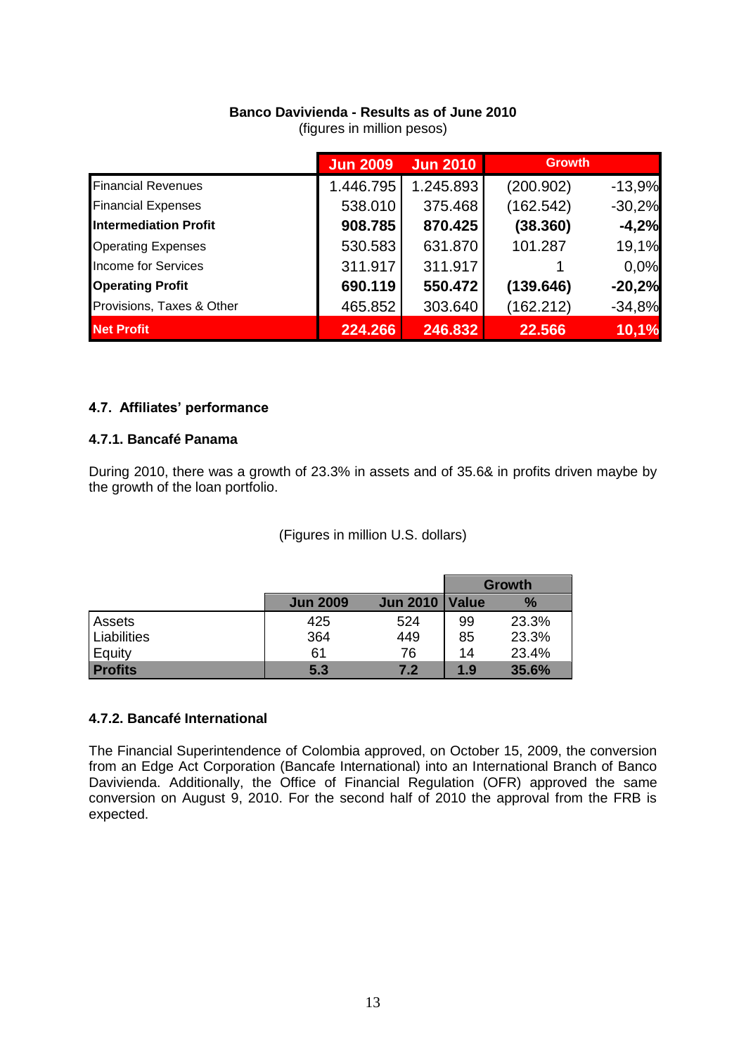**Banco Davivienda - Results as of June 2010**
(figures in million pesos)

| | Jun 2009 | Jun 2010 | Growth | |
|---|---|---|---|---|
| Financial Revenues | 1.446.795 | 1.245.893 | (200.902) | -13,9% |
| Financial Expenses | 538.010 | 375.468 | (162.542) | -30,2% |
| **Intermediation Profit** | **908.785** | **870.425** | **(38.360)** | **-4,2%** |
| Operating Expenses | 530.583 | 631.870 | 101.287 | 19,1% |
| Income for Services | 311.917 | 311.917 | 1 | 0,0% |
| **Operating Profit** | **690.119** | **550.472** | **(139.646)** | **-20,2%** |
| Provisions, Taxes & Other | 465.852 | 303.640 | (162.212) | -34,8% |
| **Net Profit** | **224.266** | **246.832** | **22.566** | **10,1%** |

### 4.7. Affiliates' performance

#### 4.7.1. Bancafé Panama

During 2010, there was a growth of 23.3% in assets and of 35.6& in profits driven maybe by the growth of the loan portfolio.

(Figures in million U.S. dollars)

| | | | Growth | |
|---|---|---|---|---|
| | Jun 2009 | Jun 2010 | Value | % |
| Assets | 425 | 524 | 99 | 23.3% |
| Liabilities | 364 | 449 | 85 | 23.3% |
| Equity | 61 | 76 | 14 | 23.4% |
| **Profits** | **5.3** | **7.2** | **1.9** | **35.6%** |

#### 4.7.2. Bancafé International

The Financial Superintendence of Colombia approved, on October 15, 2009, the conversion from an Edge Act Corporation (Bancafe International) into an International Branch of Banco Davivienda. Additionally, the Office of Financial Regulation (OFR) approved the same conversion on August 9, 2010. For the second half of 2010 the approval from the FRB is expected.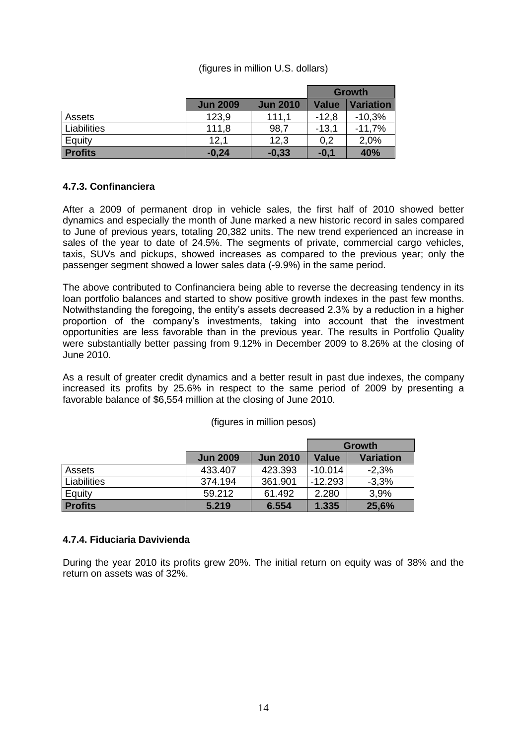(figures in million U.S. dollars)

| | Jun 2009 | Jun 2010 | Growth | |
|---|---|---|---|---|
| | | | Value | Variation |
| Assets | 123,9 | 111,1 | -12,8 | -10,3% |
| Liabilities | 111,8 | 98,7 | -13,1 | -11,7% |
| Equity | 12,1 | 12,3 | 0,2 | 2,0% |
| **Profits** | **-0,24** | **-0,33** | **-0,1** | **40%** |

### 4.7.3. Confinanciera

After a 2009 of permanent drop in vehicle sales, the first half of 2010 showed better dynamics and especially the month of June marked a new historic record in sales compared to June of previous years, totaling 20,382 units. The new trend experienced an increase in sales of the year to date of 24.5%. The segments of private, commercial cargo vehicles, taxis, SUVs and pickups, showed increases as compared to the previous year; only the passenger segment showed a lower sales data (-9.9%) in the same period.

The above contributed to Confinanciera being able to reverse the decreasing tendency in its loan portfolio balances and started to show positive growth indexes in the past few months. Notwithstanding the foregoing, the entity's assets decreased 2.3% by a reduction in a higher proportion of the company's investments, taking into account that the investment opportunities are less favorable than in the previous year. The results in Portfolio Quality were substantially better passing from 9.12% in December 2009 to 8.26% at the closing of June 2010.

As a result of greater credit dynamics and a better result in past due indexes, the company increased its profits by 25.6% in respect to the same period of 2009 by presenting a favorable balance of $6,554 million at the closing of June 2010.

(figures in million pesos)

| | Jun 2009 | Jun 2010 | Growth | |
|---|---|---|---|---|
| | | | Value | Variation |
| Assets | 433.407 | 423.393 | -10.014 | -2,3% |
| Liabilities | 374.194 | 361.901 | -12.293 | -3,3% |
| Equity | 59.212 | 61.492 | 2.280 | 3,9% |
| **Profits** | **5.219** | **6.554** | **1.335** | **25,6%** |

### 4.7.4. Fiduciaria Davivienda

During the year 2010 its profits grew 20%. The initial return on equity was of 38% and the return on assets was of 32%.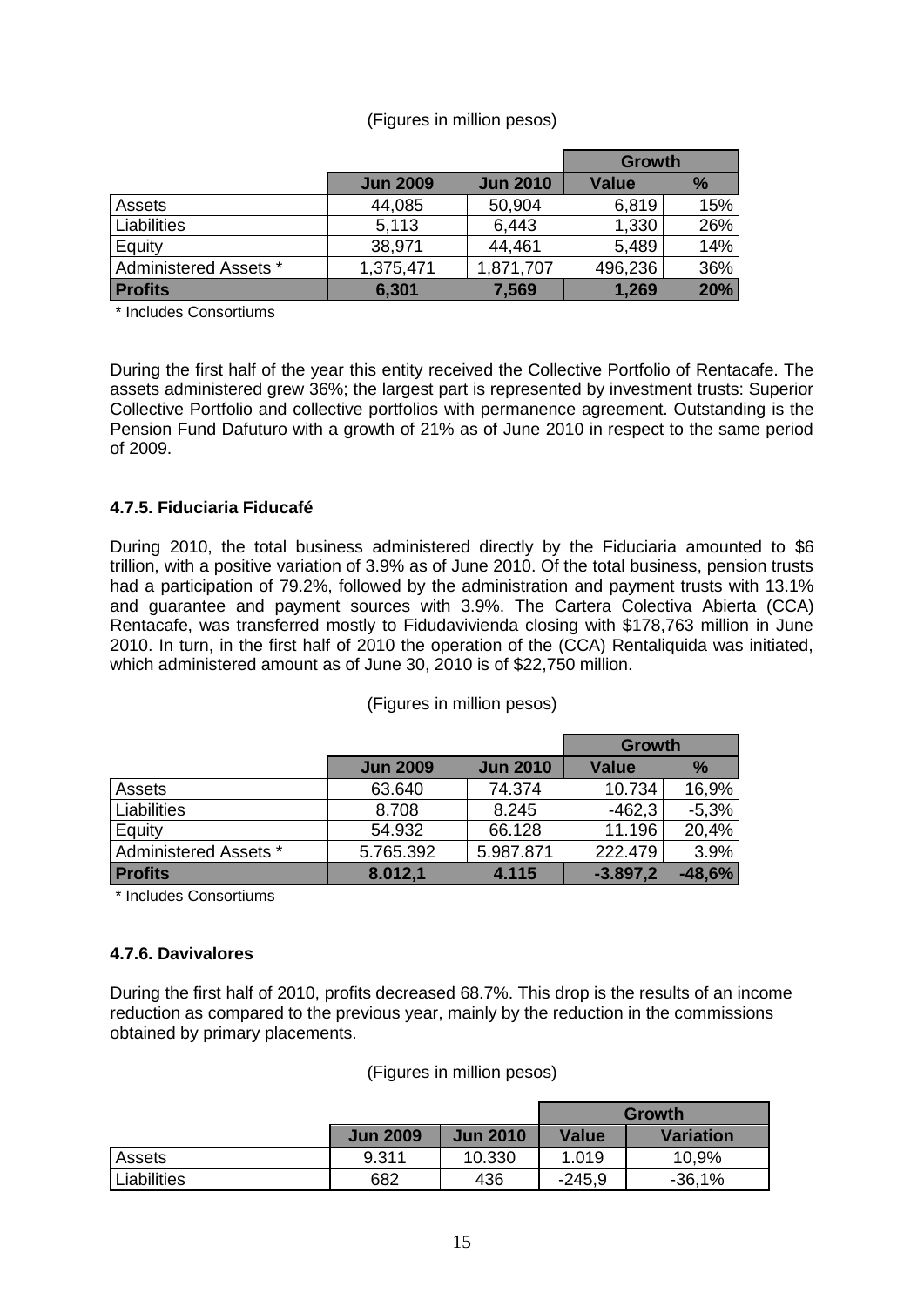(Figures in million pesos)

| | Jun 2009 | Jun 2010 | Growth | |
|---|---|---|---|---|
| | | | Value | % |
| Assets | 44,085 | 50,904 | 6,819 | 15% |
| Liabilities | 5,113 | 6,443 | 1,330 | 26% |
| Equity | 38,971 | 44,461 | 5,489 | 14% |
| Administered Assets * | 1,375,471 | 1,871,707 | 496,236 | 36% |
| **Profits** | **6,301** | **7,569** | **1,269** | **20%** |

\* Includes Consortiums

During the first half of the year this entity received the Collective Portfolio of Rentacafe. The assets administered grew 36%; the largest part is represented by investment trusts: Superior Collective Portfolio and collective portfolios with permanence agreement. Outstanding is the Pension Fund Dafuturo with a growth of 21% as of June 2010 in respect to the same period of 2009.

### 4.7.5. Fiduciaria Fiducafé

During 2010, the total business administered directly by the Fiduciaria amounted to $6 trillion, with a positive variation of 3.9% as of June 2010. Of the total business, pension trusts had a participation of 79.2%, followed by the administration and payment trusts with 13.1% and guarantee and payment sources with 3.9%. The Cartera Colectiva Abierta (CCA) Rentacafe, was transferred mostly to Fidudavivienda closing with $178,763 million in June 2010. In turn, in the first half of 2010 the operation of the (CCA) Rentaliquida was initiated, which administered amount as of June 30, 2010 is of $22,750 million.

(Figures in million pesos)

| | Jun 2009 | Jun 2010 | Growth | |
|---|---|---|---|---|
| | | | Value | % |
| Assets | 63.640 | 74.374 | 10.734 | 16,9% |
| Liabilities | 8.708 | 8.245 | -462,3 | -5,3% |
| Equity | 54.932 | 66.128 | 11.196 | 20,4% |
| Administered Assets * | 5.765.392 | 5.987.871 | 222.479 | 3.9% |
| **Profits** | **8.012,1** | **4.115** | **-3.897,2** | **-48,6%** |

\* Includes Consortiums

### 4.7.6. Davivalores

During the first half of 2010, profits decreased 68.7%. This drop is the results of an income reduction as compared to the previous year, mainly by the reduction in the commissions obtained by primary placements.

(Figures in million pesos)

| | Jun 2009 | Jun 2010 | Growth | |
|---|---|---|---|---|
| | | | Value | Variation |
| Assets | 9.311 | 10.330 | 1.019 | 10,9% |
| Liabilities | 682 | 436 | -245,9 | -36,1% |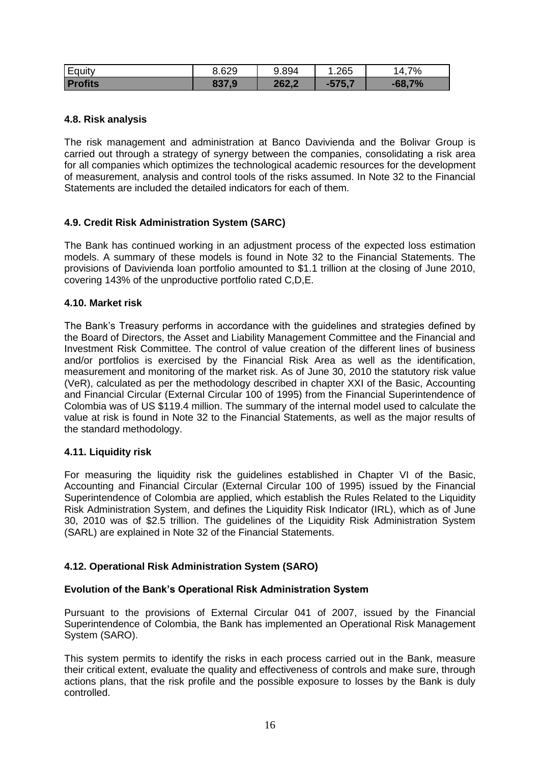| | | | | |
|---|---|---|---|---|
| Equity | 8.629 | 9.894 | 1.265 | 14,7% |
| **Profits** | **837,9** | **262,2** | **-575,7** | **-68,7%** |

### 4.8. Risk analysis

The risk management and administration at Banco Davivienda and the Bolivar Group is carried out through a strategy of synergy between the companies, consolidating a risk area for all companies which optimizes the technological academic resources for the development of measurement, analysis and control tools of the risks assumed. In Note 32 to the Financial Statements are included the detailed indicators for each of them.

### 4.9. Credit Risk Administration System (SARC)

The Bank has continued working in an adjustment process of the expected loss estimation models. A summary of these models is found in Note 32 to the Financial Statements. The provisions of Davivienda loan portfolio amounted to $1.1 trillion at the closing of June 2010, covering 143% of the unproductive portfolio rated C,D,E.

### 4.10. Market risk

The Bank's Treasury performs in accordance with the guidelines and strategies defined by the Board of Directors, the Asset and Liability Management Committee and the Financial and Investment Risk Committee. The control of value creation of the different lines of business and/or portfolios is exercised by the Financial Risk Area as well as the identification, measurement and monitoring of the market risk. As of June 30, 2010 the statutory risk value (VeR), calculated as per the methodology described in chapter XXI of the Basic, Accounting and Financial Circular (External Circular 100 of 1995) from the Financial Superintendence of Colombia was of US $119.4 million. The summary of the internal model used to calculate the value at risk is found in Note 32 to the Financial Statements, as well as the major results of the standard methodology.

### 4.11. Liquidity risk

For measuring the liquidity risk the guidelines established in Chapter VI of the Basic, Accounting and Financial Circular (External Circular 100 of 1995) issued by the Financial Superintendence of Colombia are applied, which establish the Rules Related to the Liquidity Risk Administration System, and defines the Liquidity Risk Indicator (IRL), which as of June 30, 2010 was of $2.5 trillion. The guidelines of the Liquidity Risk Administration System (SARL) are explained in Note 32 of the Financial Statements.

### 4.12. Operational Risk Administration System (SARO)

**Evolution of the Bank's Operational Risk Administration System**

Pursuant to the provisions of External Circular 041 of 2007, issued by the Financial Superintendence of Colombia, the Bank has implemented an Operational Risk Management System (SARO).

This system permits to identify the risks in each process carried out in the Bank, measure their critical extent, evaluate the quality and effectiveness of controls and make sure, through actions plans, that the risk profile and the possible exposure to losses by the Bank is duly controlled.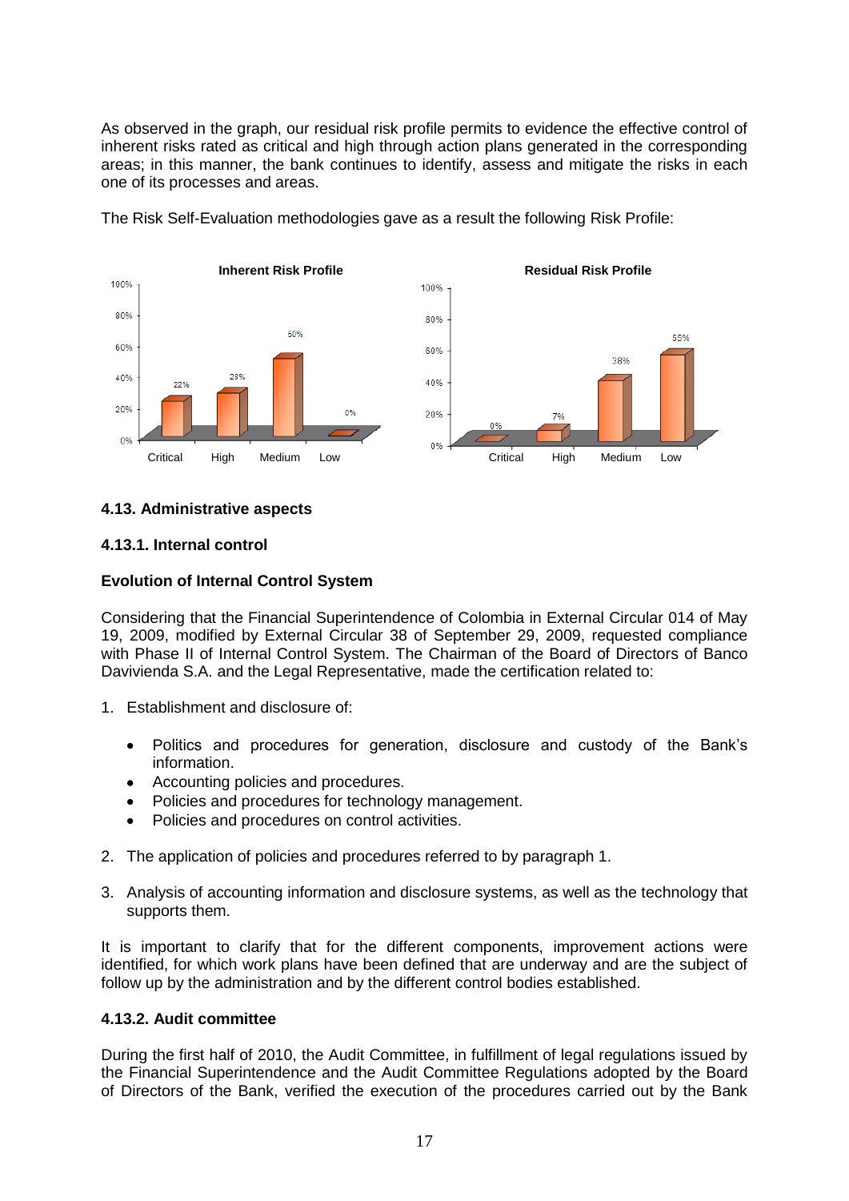As observed in the graph, our residual risk profile permits to evidence the effective control of inherent risks rated as critical and high through action plans generated in the corresponding areas; in this manner, the bank continues to identify, assess and mitigate the risks in each one of its processes and areas.

The Risk Self-Evaluation methodologies gave as a result the following Risk Profile:

**Inherent Risk Profile**

100%
80%
60%
40%
20%
0%

22%
28%
50%
0%

Critical
High
Medium
Low

**Residual Risk Profile**

100%
80%
60%
40%
20%
0%

0%
7%
38%
55%

Critical
High
Medium
Low

### 4.13. Administrative aspects

#### 4.13.1. Internal control

**Evolution of Internal Control System**

Considering that the Financial Superintendence of Colombia in External Circular 014 of May 19, 2009, modified by External Circular 38 of September 29, 2009, requested compliance with Phase II of Internal Control System. The Chairman of the Board of Directors of Banco Davivienda S.A. and the Legal Representative, made the certification related to:

1. Establishment and disclosure of:

   - Politics and procedures for generation, disclosure and custody of the Bank's information.
   - Accounting policies and procedures.
   - Policies and procedures for technology management.
   - Policies and procedures on control activities.

2. The application of policies and procedures referred to by paragraph 1.

3. Analysis of accounting information and disclosure systems, as well as the technology that supports them.

It is important to clarify that for the different components, improvement actions were identified, for which work plans have been defined that are underway and are the subject of follow up by the administration and by the different control bodies established.

#### 4.13.2. Audit committee

During the first half of 2010, the Audit Committee, in fulfillment of legal regulations issued by the Financial Superintendence and the Audit Committee Regulations adopted by the Board of Directors of the Bank, verified the execution of the procedures carried out by the Bank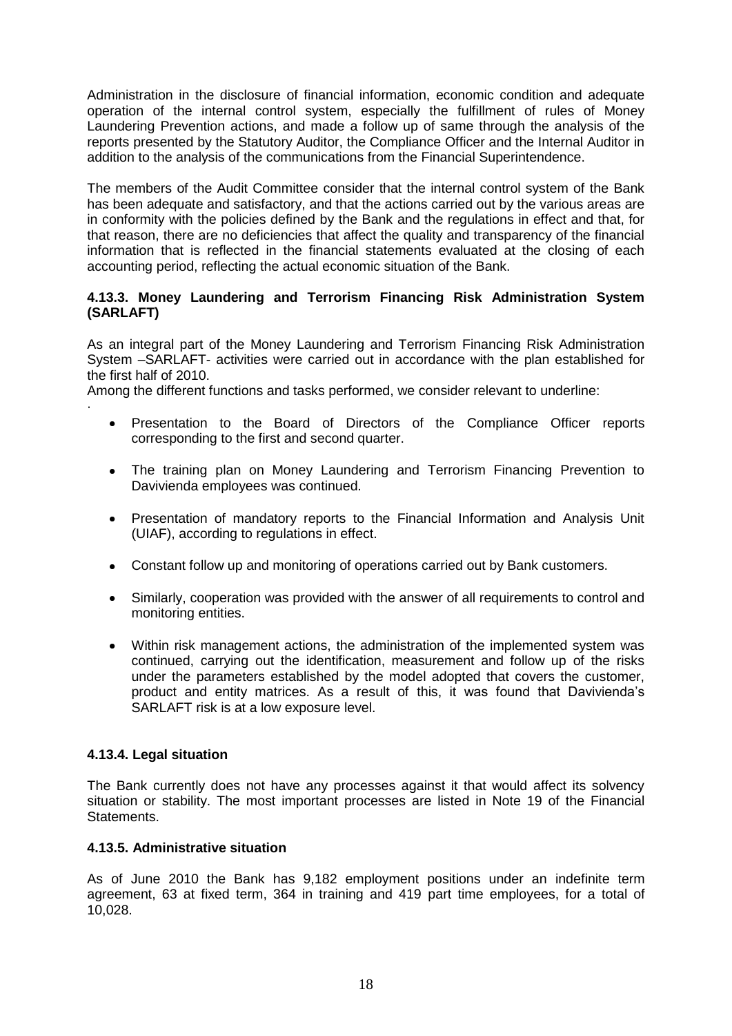Administration in the disclosure of financial information, economic condition and adequate operation of the internal control system, especially the fulfillment of rules of Money Laundering Prevention actions, and made a follow up of same through the analysis of the reports presented by the Statutory Auditor, the Compliance Officer and the Internal Auditor in addition to the analysis of the communications from the Financial Superintendence.

The members of the Audit Committee consider that the internal control system of the Bank has been adequate and satisfactory, and that the actions carried out by the various areas are in conformity with the policies defined by the Bank and the regulations in effect and that, for that reason, there are no deficiencies that affect the quality and transparency of the financial information that is reflected in the financial statements evaluated at the closing of each accounting period, reflecting the actual economic situation of the Bank.

### 4.13.3. Money Laundering and Terrorism Financing Risk Administration System (SARLAFT)

As an integral part of the Money Laundering and Terrorism Financing Risk Administration System –SARLAFT- activities were carried out in accordance with the plan established for the first half of 2010.

Among the different functions and tasks performed, we consider relevant to underline:

- Presentation to the Board of Directors of the Compliance Officer reports corresponding to the first and second quarter.
- The training plan on Money Laundering and Terrorism Financing Prevention to Davivienda employees was continued.
- Presentation of mandatory reports to the Financial Information and Analysis Unit (UIAF), according to regulations in effect.
- Constant follow up and monitoring of operations carried out by Bank customers.
- Similarly, cooperation was provided with the answer of all requirements to control and monitoring entities.
- Within risk management actions, the administration of the implemented system was continued, carrying out the identification, measurement and follow up of the risks under the parameters established by the model adopted that covers the customer, product and entity matrices. As a result of this, it was found that Davivienda's SARLAFT risk is at a low exposure level.

### 4.13.4. Legal situation

The Bank currently does not have any processes against it that would affect its solvency situation or stability. The most important processes are listed in Note 19 of the Financial Statements.

### 4.13.5. Administrative situation

As of June 2010 the Bank has 9,182 employment positions under an indefinite term agreement, 63 at fixed term, 364 in training and 419 part time employees, for a total of 10,028.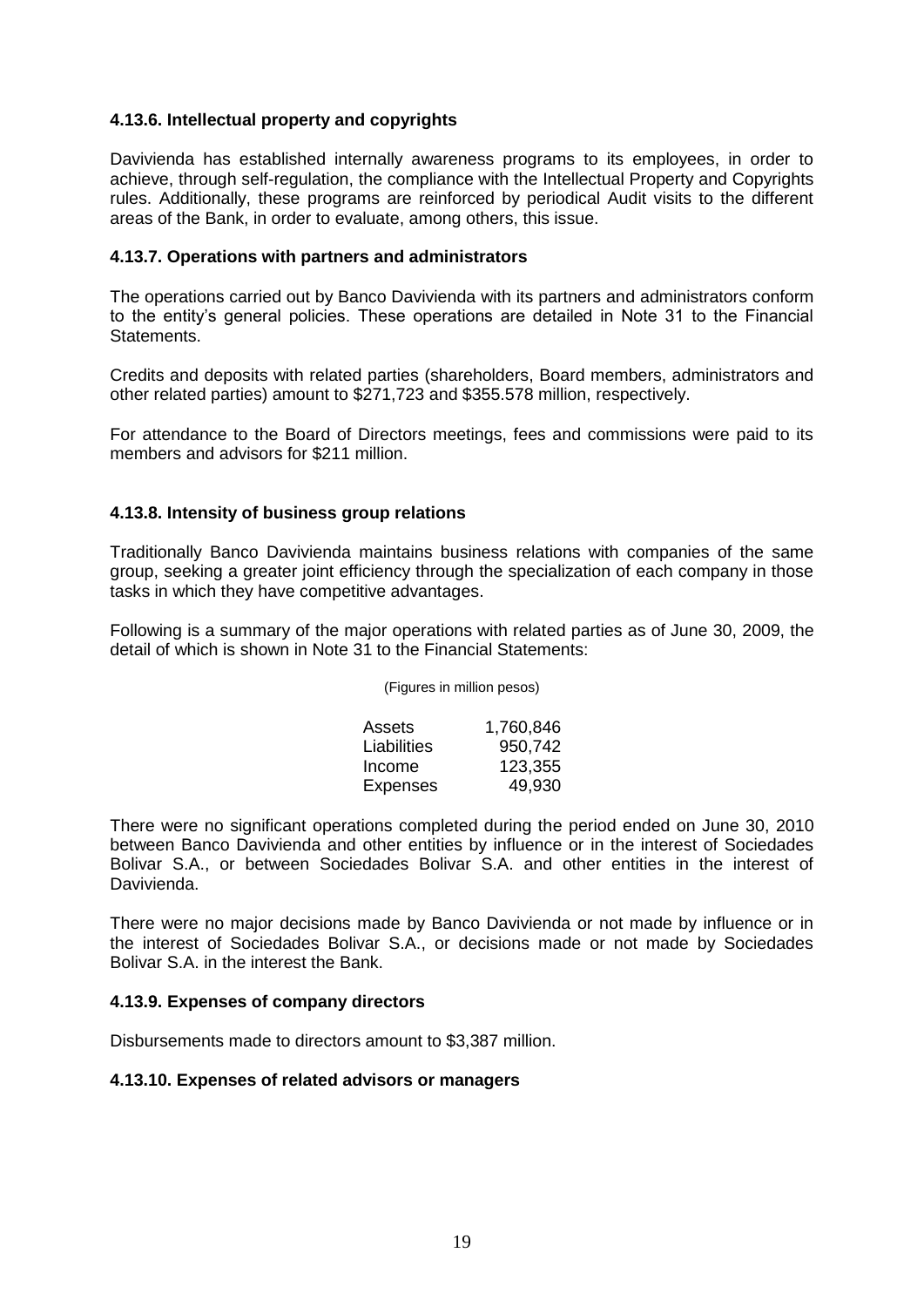#### 4.13.6. Intellectual property and copyrights

Davivienda has established internally awareness programs to its employees, in order to achieve, through self-regulation, the compliance with the Intellectual Property and Copyrights rules. Additionally, these programs are reinforced by periodical Audit visits to the different areas of the Bank, in order to evaluate, among others, this issue.

#### 4.13.7. Operations with partners and administrators

The operations carried out by Banco Davivienda with its partners and administrators conform to the entity's general policies. These operations are detailed in Note 31 to the Financial Statements.

Credits and deposits with related parties (shareholders, Board members, administrators and other related parties) amount to $271,723 and $355.578 million, respectively.

For attendance to the Board of Directors meetings, fees and commissions were paid to its members and advisors for $211 million.

#### 4.13.8. Intensity of business group relations

Traditionally Banco Davivienda maintains business relations with companies of the same group, seeking a greater joint efficiency through the specialization of each company in those tasks in which they have competitive advantages.

Following is a summary of the major operations with related parties as of June 30, 2009, the detail of which is shown in Note 31 to the Financial Statements:

(Figures in million pesos)

| | |
|---|---:|
| Assets | 1,760,846 |
| Liabilities | 950,742 |
| Income | 123,355 |
| Expenses | 49,930 |

There were no significant operations completed during the period ended on June 30, 2010 between Banco Davivienda and other entities by influence or in the interest of Sociedades Bolivar S.A., or between Sociedades Bolivar S.A. and other entities in the interest of Davivienda.

There were no major decisions made by Banco Davivienda or not made by influence or in the interest of Sociedades Bolivar S.A., or decisions made or not made by Sociedades Bolivar S.A. in the interest the Bank.

#### 4.13.9. Expenses of company directors

Disbursements made to directors amount to $3,387 million.

#### 4.13.10. Expenses of related advisors or managers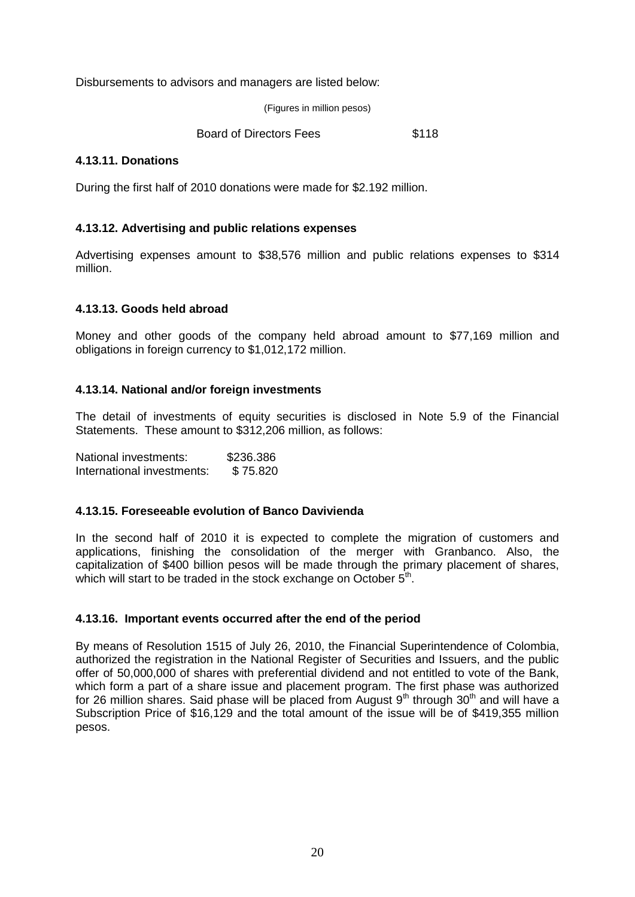Disbursements to advisors and managers are listed below:

(Figures in million pesos)

| | |
|---|---|
| Board of Directors Fees | \$118 |

### 4.13.11. Donations

During the first half of 2010 donations were made for \$2.192 million.

### 4.13.12. Advertising and public relations expenses

Advertising expenses amount to \$38,576 million and public relations expenses to \$314 million.

### 4.13.13. Goods held abroad

Money and other goods of the company held abroad amount to \$77,169 million and obligations in foreign currency to \$1,012,172 million.

### 4.13.14. National and/or foreign investments

The detail of investments of equity securities is disclosed in Note 5.9 of the Financial Statements. These amount to \$312,206 million, as follows:

| | |
|---|---|
| National investments: | \$236.386 |
| International investments: | \$ 75.820 |

### 4.13.15. Foreseeable evolution of Banco Davivienda

In the second half of 2010 it is expected to complete the migration of customers and applications, finishing the consolidation of the merger with Granbanco. Also, the capitalization of \$400 billion pesos will be made through the primary placement of shares, which will start to be traded in the stock exchange on October 5th.

### 4.13.16. Important events occurred after the end of the period

By means of Resolution 1515 of July 26, 2010, the Financial Superintendence of Colombia, authorized the registration in the National Register of Securities and Issuers, and the public offer of 50,000,000 of shares with preferential dividend and not entitled to vote of the Bank, which form a part of a share issue and placement program. The first phase was authorized for 26 million shares. Said phase will be placed from August 9th through 30th and will have a Subscription Price of \$16,129 and the total amount of the issue will be of \$419,355 million pesos.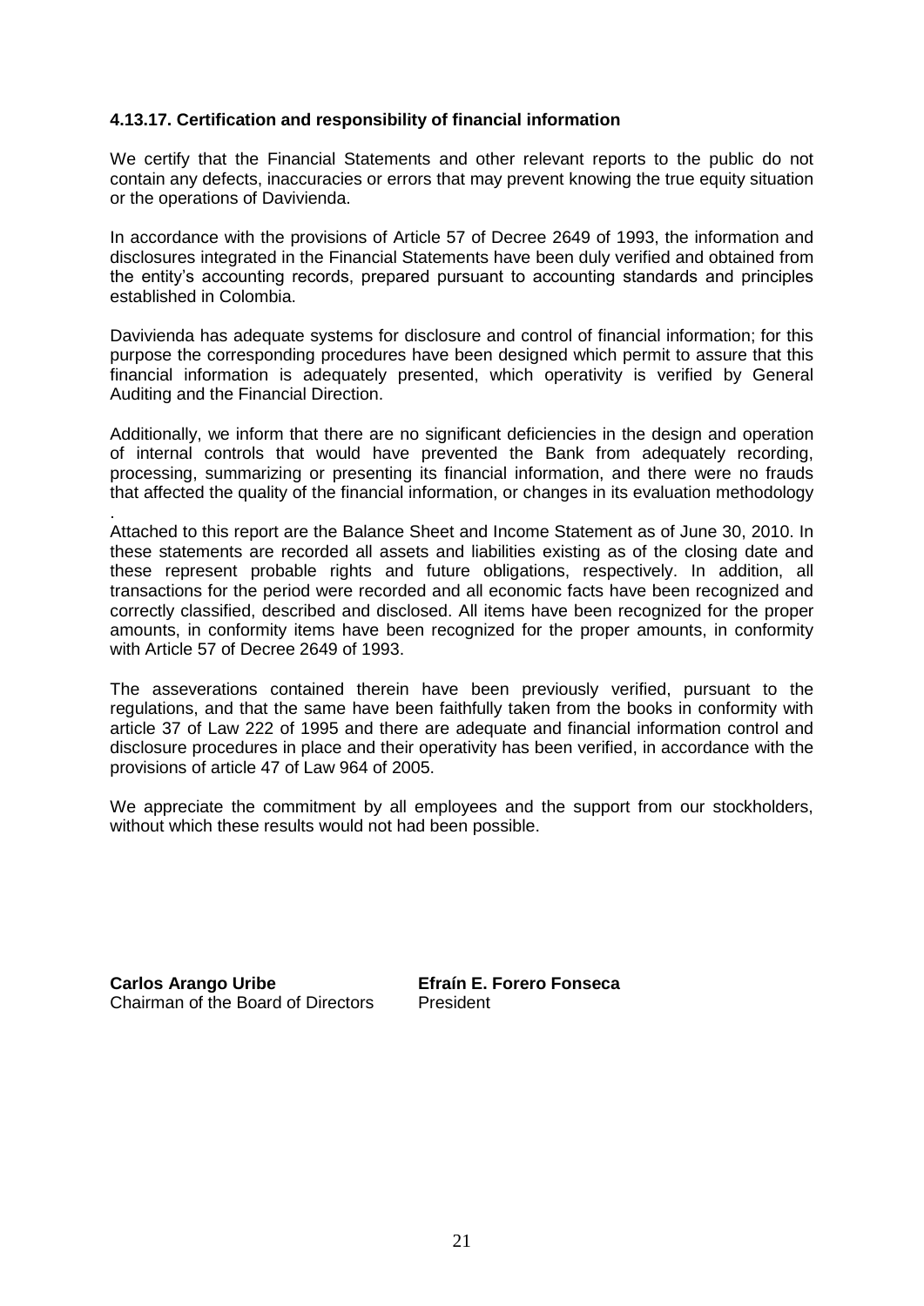### 4.13.17. Certification and responsibility of financial information

We certify that the Financial Statements and other relevant reports to the public do not contain any defects, inaccuracies or errors that may prevent knowing the true equity situation or the operations of Davivienda.

In accordance with the provisions of Article 57 of Decree 2649 of 1993, the information and disclosures integrated in the Financial Statements have been duly verified and obtained from the entity's accounting records, prepared pursuant to accounting standards and principles established in Colombia.

Davivienda has adequate systems for disclosure and control of financial information; for this purpose the corresponding procedures have been designed which permit to assure that this financial information is adequately presented, which operativity is verified by General Auditing and the Financial Direction.

Additionally, we inform that there are no significant deficiencies in the design and operation of internal controls that would have prevented the Bank from adequately recording, processing, summarizing or presenting its financial information, and there were no frauds that affected the quality of the financial information, or changes in its evaluation methodology .

Attached to this report are the Balance Sheet and Income Statement as of June 30, 2010. In these statements are recorded all assets and liabilities existing as of the closing date and these represent probable rights and future obligations, respectively. In addition, all transactions for the period were recorded and all economic facts have been recognized and correctly classified, described and disclosed. All items have been recognized for the proper amounts, in conformity items have been recognized for the proper amounts, in conformity with Article 57 of Decree 2649 of 1993.

The asseverations contained therein have been previously verified, pursuant to the regulations, and that the same have been faithfully taken from the books in conformity with article 37 of Law 222 of 1995 and there are adequate and financial information control and disclosure procedures in place and their operativity has been verified, in accordance with the provisions of article 47 of Law 964 of 2005.

We appreciate the commitment by all employees and the support from our stockholders, without which these results would not had been possible.

**Carlos Arango Uribe**
Chairman of the Board of Directors

**Efraín E. Forero Fonseca**
President